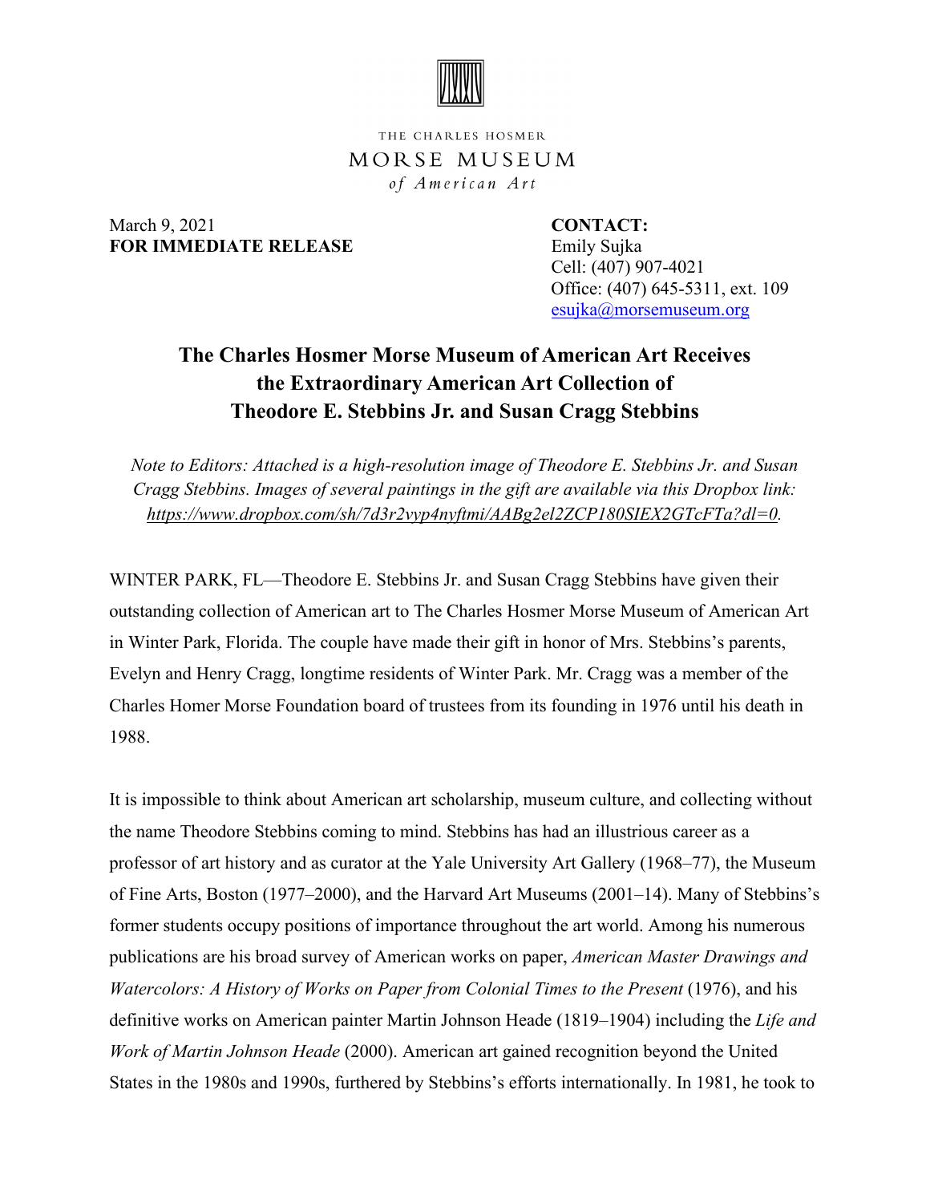THE CHARLES HOSMER
MORSE MUSEUM
*of American Art*

March 9, 2021
**FOR IMMEDIATE RELEASE**

**CONTACT:**
Emily Sujka
Cell: (407) 907-4021
Office: (407) 645-5311, ext. 109
esujka@morsemuseum.org

# The Charles Hosmer Morse Museum of American Art Receives the Extraordinary American Art Collection of Theodore E. Stebbins Jr. and Susan Cragg Stebbins

*Note to Editors: Attached is a high-resolution image of Theodore E. Stebbins Jr. and Susan Cragg Stebbins. Images of several paintings in the gift are available via this Dropbox link: https://www.dropbox.com/sh/7d3r2vyp4nyftmi/AABg2el2ZCP180SIEX2GTcFTa?dl=0.*

WINTER PARK, FL—Theodore E. Stebbins Jr. and Susan Cragg Stebbins have given their outstanding collection of American art to The Charles Hosmer Morse Museum of American Art in Winter Park, Florida. The couple have made their gift in honor of Mrs. Stebbins's parents, Evelyn and Henry Cragg, longtime residents of Winter Park. Mr. Cragg was a member of the Charles Homer Morse Foundation board of trustees from its founding in 1976 until his death in 1988.

It is impossible to think about American art scholarship, museum culture, and collecting without the name Theodore Stebbins coming to mind. Stebbins has had an illustrious career as a professor of art history and as curator at the Yale University Art Gallery (1968–77), the Museum of Fine Arts, Boston (1977–2000), and the Harvard Art Museums (2001–14). Many of Stebbins's former students occupy positions of importance throughout the art world. Among his numerous publications are his broad survey of American works on paper, *American Master Drawings and Watercolors: A History of Works on Paper from Colonial Times to the Present* (1976), and his definitive works on American painter Martin Johnson Heade (1819–1904) including the *Life and Work of Martin Johnson Heade* (2000). American art gained recognition beyond the United States in the 1980s and 1990s, furthered by Stebbins's efforts internationally. In 1981, he took to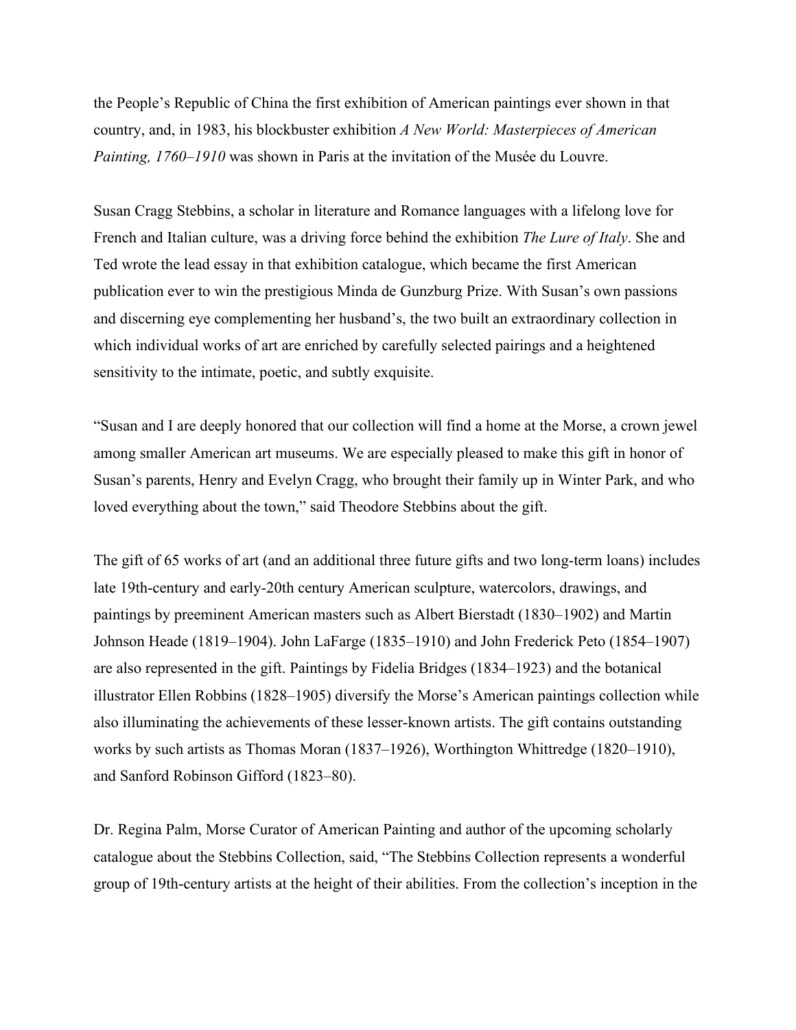the People's Republic of China the first exhibition of American paintings ever shown in that country, and, in 1983, his blockbuster exhibition *A New World: Masterpieces of American Painting, 1760–1910* was shown in Paris at the invitation of the Musée du Louvre.

Susan Cragg Stebbins, a scholar in literature and Romance languages with a lifelong love for French and Italian culture, was a driving force behind the exhibition *The Lure of Italy*. She and Ted wrote the lead essay in that exhibition catalogue, which became the first American publication ever to win the prestigious Minda de Gunzburg Prize. With Susan's own passions and discerning eye complementing her husband's, the two built an extraordinary collection in which individual works of art are enriched by carefully selected pairings and a heightened sensitivity to the intimate, poetic, and subtly exquisite.

"Susan and I are deeply honored that our collection will find a home at the Morse, a crown jewel among smaller American art museums. We are especially pleased to make this gift in honor of Susan's parents, Henry and Evelyn Cragg, who brought their family up in Winter Park, and who loved everything about the town," said Theodore Stebbins about the gift.

The gift of 65 works of art (and an additional three future gifts and two long-term loans) includes late 19th-century and early-20th century American sculpture, watercolors, drawings, and paintings by preeminent American masters such as Albert Bierstadt (1830–1902) and Martin Johnson Heade (1819–1904). John LaFarge (1835–1910) and John Frederick Peto (1854–1907) are also represented in the gift. Paintings by Fidelia Bridges (1834–1923) and the botanical illustrator Ellen Robbins (1828–1905) diversify the Morse's American paintings collection while also illuminating the achievements of these lesser-known artists. The gift contains outstanding works by such artists as Thomas Moran (1837–1926), Worthington Whittredge (1820–1910), and Sanford Robinson Gifford (1823–80).

Dr. Regina Palm, Morse Curator of American Painting and author of the upcoming scholarly catalogue about the Stebbins Collection, said, "The Stebbins Collection represents a wonderful group of 19th-century artists at the height of their abilities. From the collection's inception in the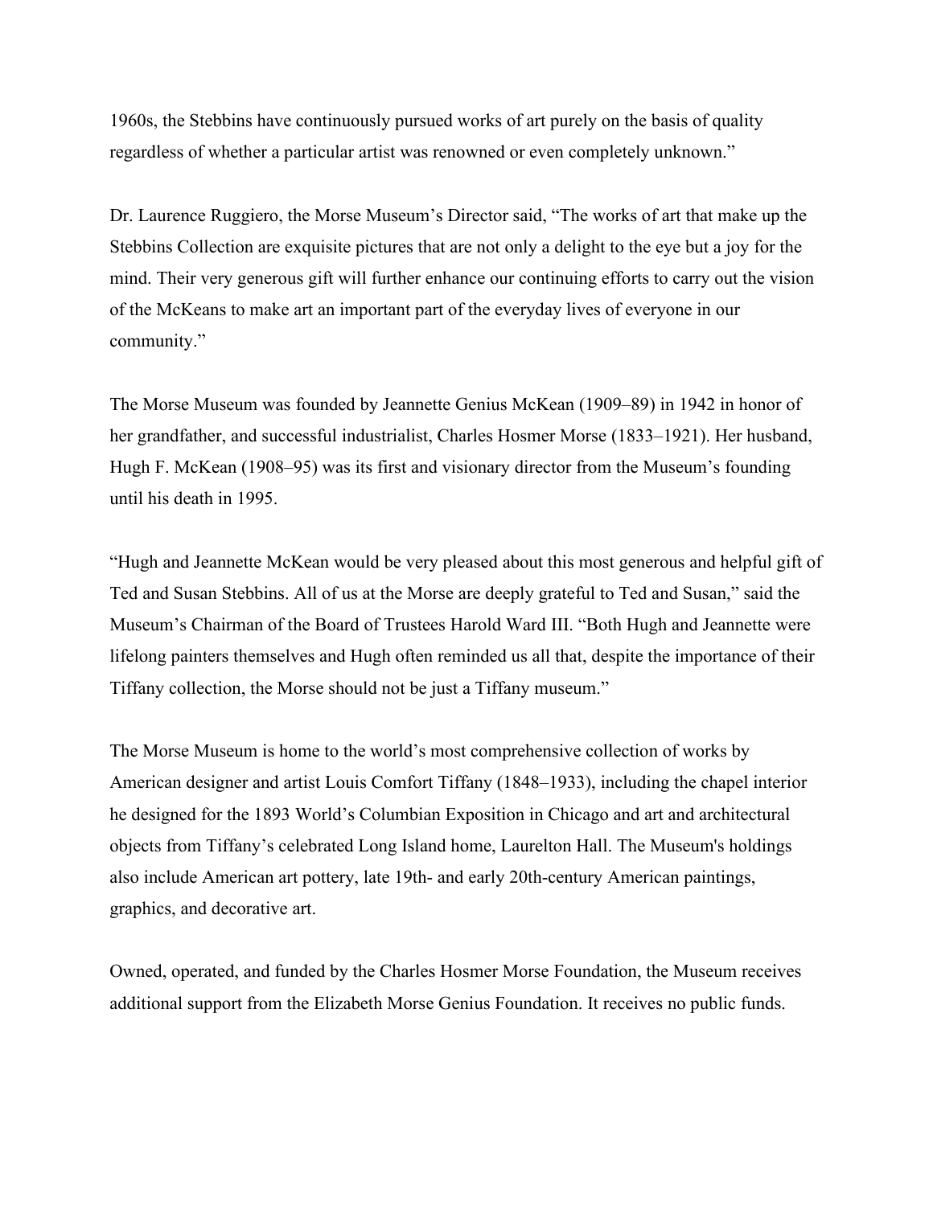1960s, the Stebbins have continuously pursued works of art purely on the basis of quality regardless of whether a particular artist was renowned or even completely unknown."

Dr. Laurence Ruggiero, the Morse Museum's Director said, "The works of art that make up the Stebbins Collection are exquisite pictures that are not only a delight to the eye but a joy for the mind. Their very generous gift will further enhance our continuing efforts to carry out the vision of the McKeans to make art an important part of the everyday lives of everyone in our community."

The Morse Museum was founded by Jeannette Genius McKean (1909–89) in 1942 in honor of her grandfather, and successful industrialist, Charles Hosmer Morse (1833–1921). Her husband, Hugh F. McKean (1908–95) was its first and visionary director from the Museum's founding until his death in 1995.

"Hugh and Jeannette McKean would be very pleased about this most generous and helpful gift of Ted and Susan Stebbins. All of us at the Morse are deeply grateful to Ted and Susan," said the Museum's Chairman of the Board of Trustees Harold Ward III. "Both Hugh and Jeannette were lifelong painters themselves and Hugh often reminded us all that, despite the importance of their Tiffany collection, the Morse should not be just a Tiffany museum."

The Morse Museum is home to the world's most comprehensive collection of works by American designer and artist Louis Comfort Tiffany (1848–1933), including the chapel interior he designed for the 1893 World's Columbian Exposition in Chicago and art and architectural objects from Tiffany's celebrated Long Island home, Laurelton Hall. The Museum's holdings also include American art pottery, late 19th- and early 20th-century American paintings, graphics, and decorative art.

Owned, operated, and funded by the Charles Hosmer Morse Foundation, the Museum receives additional support from the Elizabeth Morse Genius Foundation. It receives no public funds.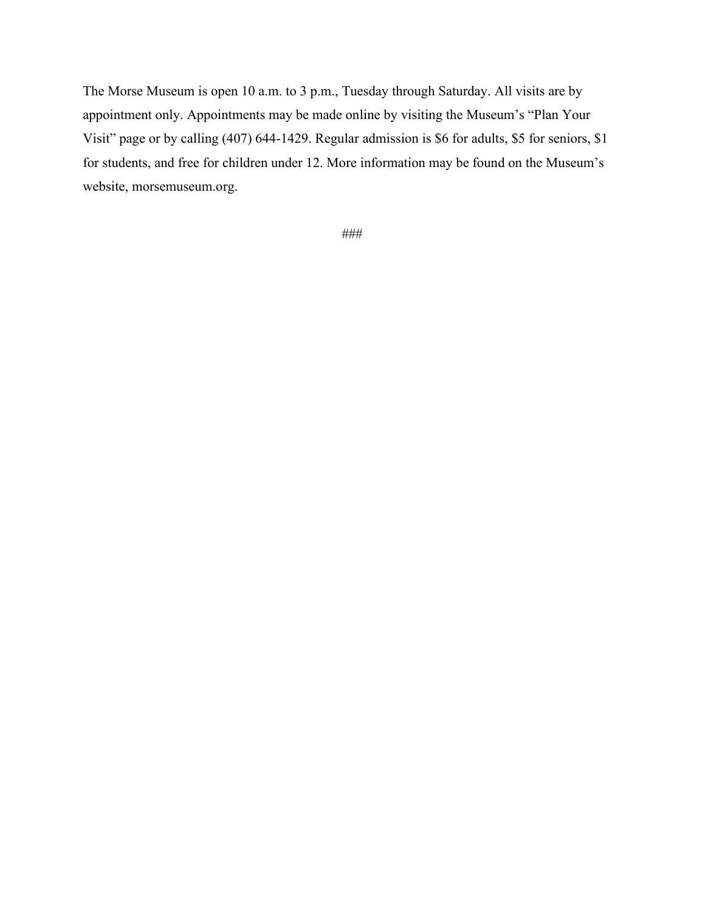The Morse Museum is open 10 a.m. to 3 p.m., Tuesday through Saturday. All visits are by appointment only. Appointments may be made online by visiting the Museum's "Plan Your Visit" page or by calling (407) 644-1429. Regular admission is $6 for adults, $5 for seniors, $1 for students, and free for children under 12. More information may be found on the Museum's website, morsemuseum.org.

###